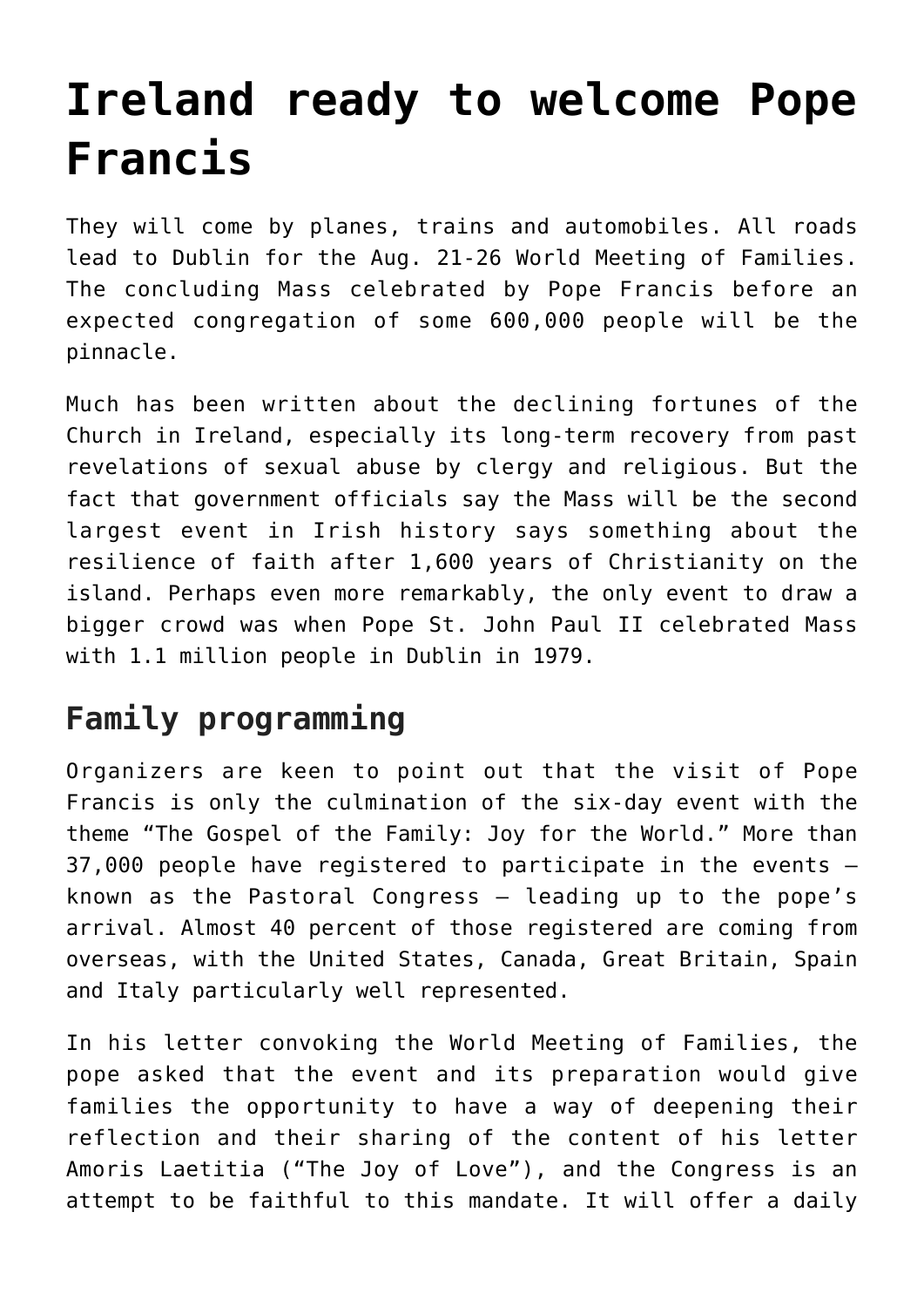# Ireland ready to welcome Pope Francis

They will come by planes, trains and automobiles. All roads lead to Dublin for the Aug. 21-26 World Meeting of Families. The concluding Mass celebrated by Pope Francis before an expected congregation of some 600,000 people will be the pinnacle.

Much has been written about the declining fortunes of the Church in Ireland, especially its long-term recovery from past revelations of sexual abuse by clergy and religious. But the fact that government officials say the Mass will be the second largest event in Irish history says something about the resilience of faith after 1,600 years of Christianity on the island. Perhaps even more remarkably, the only event to draw a bigger crowd was when Pope St. John Paul II celebrated Mass with 1.1 million people in Dublin in 1979.

## Family programming

Organizers are keen to point out that the visit of Pope Francis is only the culmination of the six-day event with the theme "The Gospel of the Family: Joy for the World." More than 37,000 people have registered to participate in the events — known as the Pastoral Congress — leading up to the pope's arrival. Almost 40 percent of those registered are coming from overseas, with the United States, Canada, Great Britain, Spain and Italy particularly well represented.

In his letter convoking the World Meeting of Families, the pope asked that the event and its preparation would give families the opportunity to have a way of deepening their reflection and their sharing of the content of his letter Amoris Laetitia ("The Joy of Love"), and the Congress is an attempt to be faithful to this mandate. It will offer a daily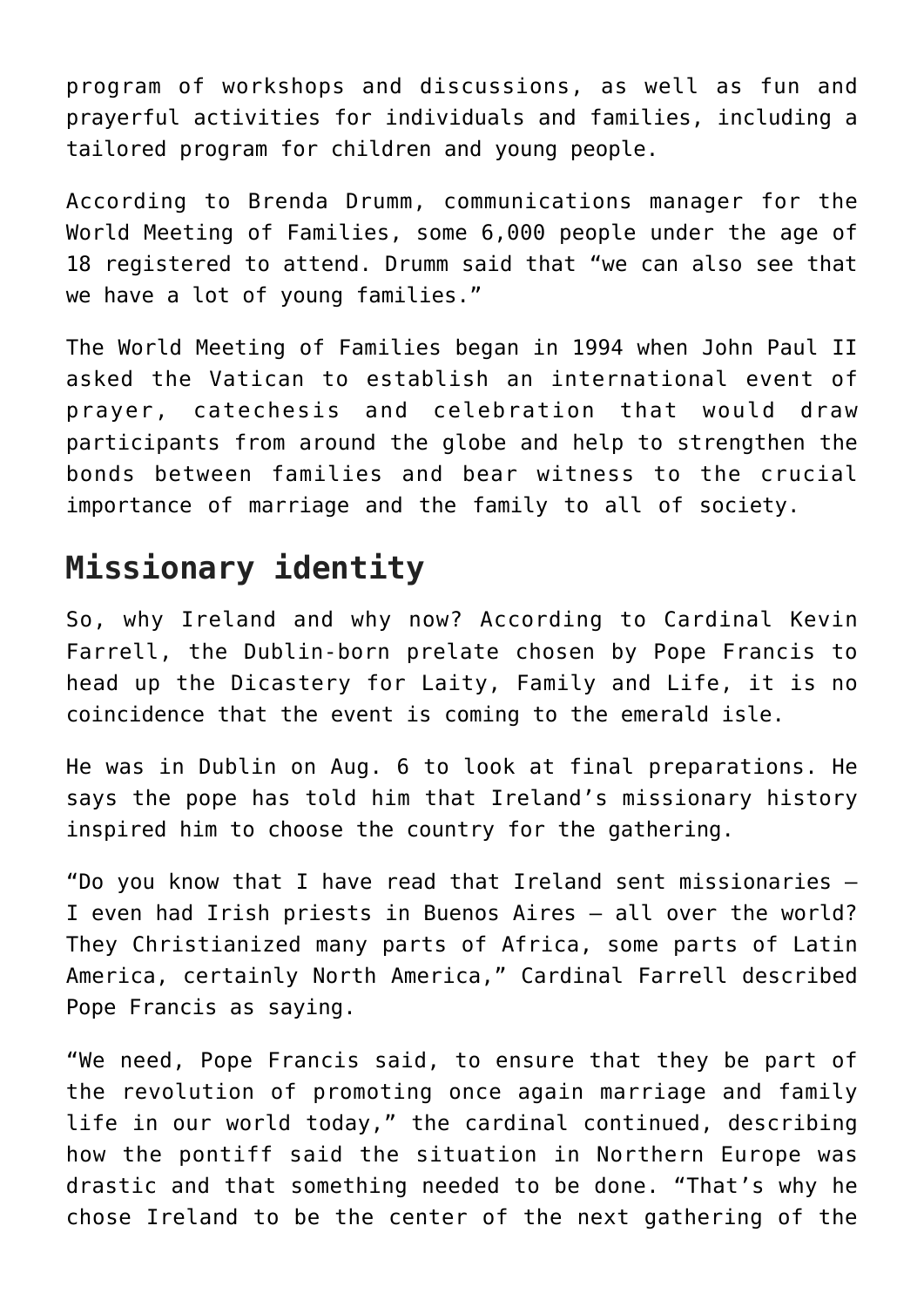program of workshops and discussions, as well as fun and prayerful activities for individuals and families, including a tailored program for children and young people.

According to Brenda Drumm, communications manager for the World Meeting of Families, some 6,000 people under the age of 18 registered to attend. Drumm said that "we can also see that we have a lot of young families."

The World Meeting of Families began in 1994 when John Paul II asked the Vatican to establish an international event of prayer, catechesis and celebration that would draw participants from around the globe and help to strengthen the bonds between families and bear witness to the crucial importance of marriage and the family to all of society.

## Missionary identity

So, why Ireland and why now? According to Cardinal Kevin Farrell, the Dublin-born prelate chosen by Pope Francis to head up the Dicastery for Laity, Family and Life, it is no coincidence that the event is coming to the emerald isle.

He was in Dublin on Aug. 6 to look at final preparations. He says the pope has told him that Ireland's missionary history inspired him to choose the country for the gathering.

"Do you know that I have read that Ireland sent missionaries – I even had Irish priests in Buenos Aires – all over the world? They Christianized many parts of Africa, some parts of Latin America, certainly North America," Cardinal Farrell described Pope Francis as saying.

"We need, Pope Francis said, to ensure that they be part of the revolution of promoting once again marriage and family life in our world today," the cardinal continued, describing how the pontiff said the situation in Northern Europe was drastic and that something needed to be done. "That's why he chose Ireland to be the center of the next gathering of the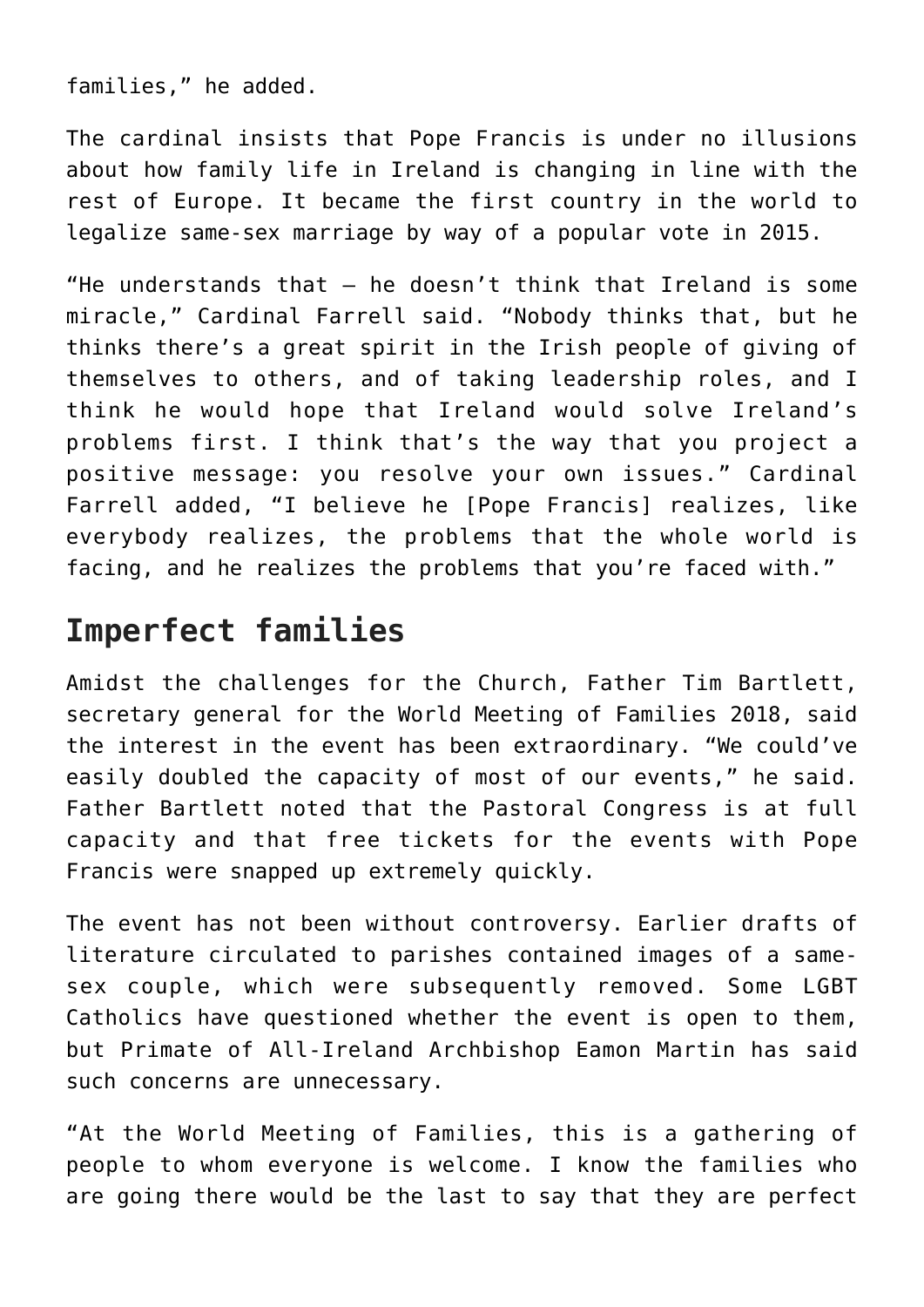families," he added.

The cardinal insists that Pope Francis is under no illusions about how family life in Ireland is changing in line with the rest of Europe. It became the first country in the world to legalize same-sex marriage by way of a popular vote in 2015.

"He understands that – he doesn't think that Ireland is some miracle," Cardinal Farrell said. "Nobody thinks that, but he thinks there's a great spirit in the Irish people of giving of themselves to others, and of taking leadership roles, and I think he would hope that Ireland would solve Ireland's problems first. I think that's the way that you project a positive message: you resolve your own issues." Cardinal Farrell added, "I believe he [Pope Francis] realizes, like everybody realizes, the problems that the whole world is facing, and he realizes the problems that you're faced with."

## Imperfect families

Amidst the challenges for the Church, Father Tim Bartlett, secretary general for the World Meeting of Families 2018, said the interest in the event has been extraordinary. "We could've easily doubled the capacity of most of our events," he said. Father Bartlett noted that the Pastoral Congress is at full capacity and that free tickets for the events with Pope Francis were snapped up extremely quickly.

The event has not been without controversy. Earlier drafts of literature circulated to parishes contained images of a same-sex couple, which were subsequently removed. Some LGBT Catholics have questioned whether the event is open to them, but Primate of All-Ireland Archbishop Eamon Martin has said such concerns are unnecessary.

"At the World Meeting of Families, this is a gathering of people to whom everyone is welcome. I know the families who are going there would be the last to say that they are perfect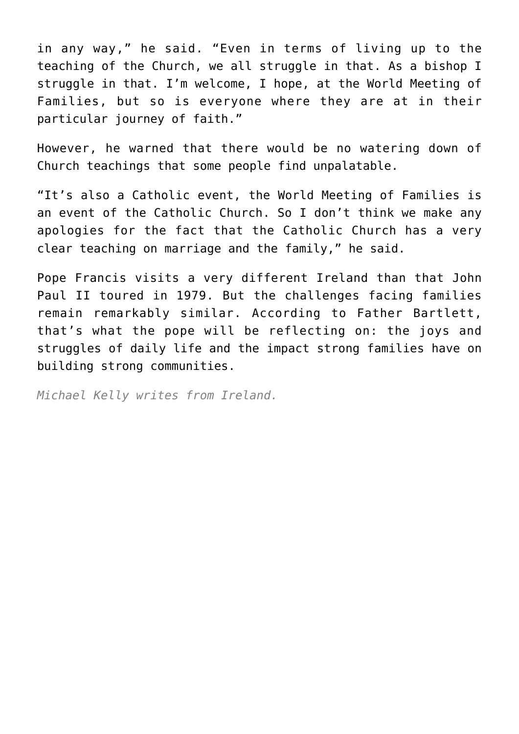in any way," he said. "Even in terms of living up to the teaching of the Church, we all struggle in that. As a bishop I struggle in that. I'm welcome, I hope, at the World Meeting of Families, but so is everyone where they are at in their particular journey of faith."

However, he warned that there would be no watering down of Church teachings that some people find unpalatable.

"It's also a Catholic event, the World Meeting of Families is an event of the Catholic Church. So I don't think we make any apologies for the fact that the Catholic Church has a very clear teaching on marriage and the family," he said.

Pope Francis visits a very different Ireland than that John Paul II toured in 1979. But the challenges facing families remain remarkably similar. According to Father Bartlett, that's what the pope will be reflecting on: the joys and struggles of daily life and the impact strong families have on building strong communities.

*Michael Kelly writes from Ireland.*